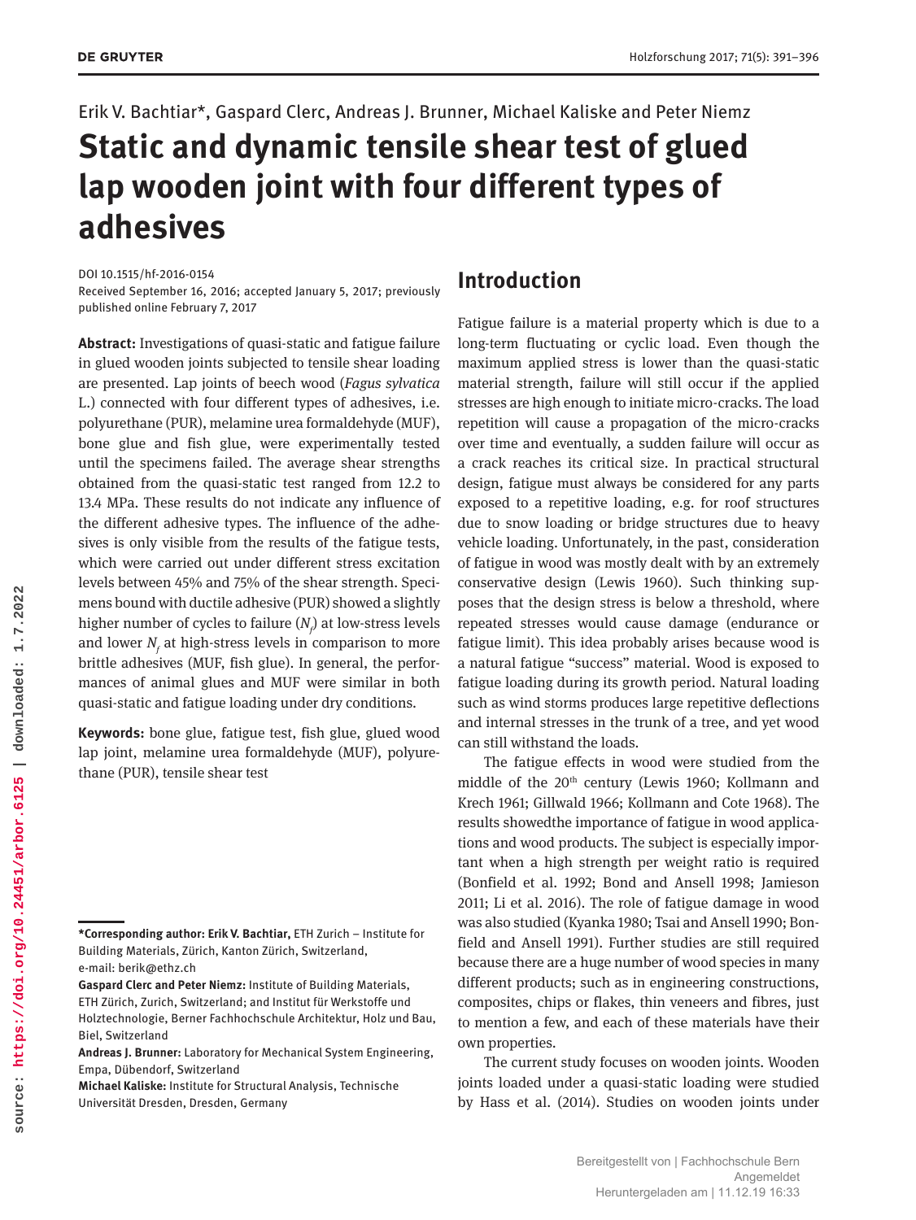Erik V. Bachtiar*, Gaspard Clerc, Andreas J. Brunner, Michael Kaliske and Peter Niemz

# Static and dynamic tensile shear test of glued lap wooden joint with four different types of adhesives

DOI 10.1515/hf-2016-0154
Received September 16, 2016; accepted January 5, 2017; previously published online February 7, 2017

**Abstract:** Investigations of quasi-static and fatigue failure in glued wooden joints subjected to tensile shear loading are presented. Lap joints of beech wood (*Fagus sylvatica* L.) connected with four different types of adhesives, i.e. polyurethane (PUR), melamine urea formaldehyde (MUF), bone glue and fish glue, were experimentally tested until the specimens failed. The average shear strengths obtained from the quasi-static test ranged from 12.2 to 13.4 MPa. These results do not indicate any influence of the different adhesive types. The influence of the adhesives is only visible from the results of the fatigue tests, which were carried out under different stress excitation levels between 45% and 75% of the shear strength. Specimens bound with ductile adhesive (PUR) showed a slightly higher number of cycles to failure ($N_f$) at low-stress levels and lower $N_f$ at high-stress levels in comparison to more brittle adhesives (MUF, fish glue). In general, the performances of animal glues and MUF were similar in both quasi-static and fatigue loading under dry conditions.

**Keywords:** bone glue, fatigue test, fish glue, glued wood lap joint, melamine urea formaldehyde (MUF), polyurethane (PUR), tensile shear test

**\*Corresponding author: Erik V. Bachtiar,** ETH Zurich – Institute for Building Materials, Zürich, Kanton Zürich, Switzerland, e-mail: berik@ethz.ch

**Gaspard Clerc and Peter Niemz:** Institute of Building Materials, ETH Zürich, Zurich, Switzerland; and Institut für Werkstoffe und Holztechnologie, Berner Fachhochschule Architektur, Holz und Bau, Biel, Switzerland

**Andreas J. Brunner:** Laboratory for Mechanical System Engineering, Empa, Dübendorf, Switzerland

**Michael Kaliske:** Institute for Structural Analysis, Technische Universität Dresden, Dresden, Germany

## Introduction

Fatigue failure is a material property which is due to a long-term fluctuating or cyclic load. Even though the maximum applied stress is lower than the quasi-static material strength, failure will still occur if the applied stresses are high enough to initiate micro-cracks. The load repetition will cause a propagation of the micro-cracks over time and eventually, a sudden failure will occur as a crack reaches its critical size. In practical structural design, fatigue must always be considered for any parts exposed to a repetitive loading, e.g. for roof structures due to snow loading or bridge structures due to heavy vehicle loading. Unfortunately, in the past, consideration of fatigue in wood was mostly dealt with by an extremely conservative design (Lewis 1960). Such thinking supposes that the design stress is below a threshold, where repeated stresses would cause damage (endurance or fatigue limit). This idea probably arises because wood is a natural fatigue "success" material. Wood is exposed to fatigue loading during its growth period. Natural loading such as wind storms produces large repetitive deflections and internal stresses in the trunk of a tree, and yet wood can still withstand the loads.

The fatigue effects in wood were studied from the middle of the 20th century (Lewis 1960; Kollmann and Krech 1961; Gillwald 1966; Kollmann and Cote 1968). The results showedthe importance of fatigue in wood applications and wood products. The subject is especially important when a high strength per weight ratio is required (Bonfield et al. 1992; Bond and Ansell 1998; Jamieson 2011; Li et al. 2016). The role of fatigue damage in wood was also studied (Kyanka 1980; Tsai and Ansell 1990; Bonfield and Ansell 1991). Further studies are still required because there are a huge number of wood species in many different products; such as in engineering constructions, composites, chips or flakes, thin veneers and fibres, just to mention a few, and each of these materials have their own properties.

The current study focuses on wooden joints. Wooden joints loaded under a quasi-static loading were studied by Hass et al. (2014). Studies on wooden joints under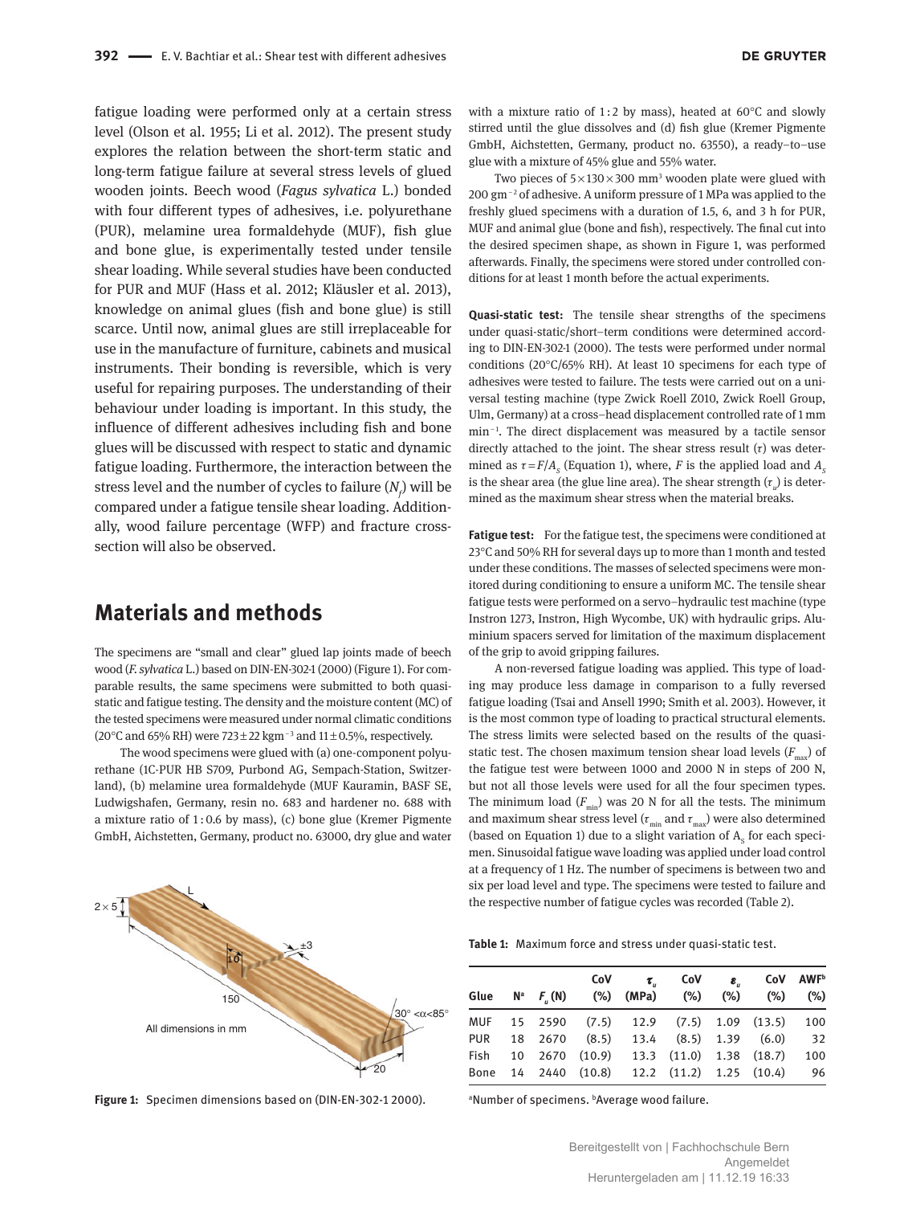fatigue loading were performed only at a certain stress level (Olson et al. 1955; Li et al. 2012). The present study explores the relation between the short-term static and long-term fatigue failure at several stress levels of glued wooden joints. Beech wood (*Fagus sylvatica* L.) bonded with four different types of adhesives, i.e. polyurethane (PUR), melamine urea formaldehyde (MUF), fish glue and bone glue, is experimentally tested under tensile shear loading. While several studies have been conducted for PUR and MUF (Hass et al. 2012; Kläusler et al. 2013), knowledge on animal glues (fish and bone glue) is still scarce. Until now, animal glues are still irreplaceable for use in the manufacture of furniture, cabinets and musical instruments. Their bonding is reversible, which is very useful for repairing purposes. The understanding of their behaviour under loading is important. In this study, the influence of different adhesives including fish and bone glues will be discussed with respect to static and dynamic fatigue loading. Furthermore, the interaction between the stress level and the number of cycles to failure ($N_f$) will be compared under a fatigue tensile shear loading. Additionally, wood failure percentage (WFP) and fracture cross-section will also be observed.

## Materials and methods

The specimens are "small and clear" glued lap joints made of beech wood (*F. sylvatica* L.) based on DIN-EN-302-1 (2000) (Figure 1). For comparable results, the same specimens were submitted to both quasi-static and fatigue testing. The density and the moisture content (MC) of the tested specimens were measured under normal climatic conditions (20°C and 65% RH) were 723±22 kgm$^{-3}$ and 11±0.5%, respectively.

The wood specimens were glued with (a) one-component polyurethane (1C-PUR HB S709, Purbond AG, Sempach-Station, Switzerland), (b) melamine urea formaldehyde (MUF Kauramin, BASF SE, Ludwigshafen, Germany, resin no. 683 and hardener no. 688 with a mixture ratio of 1:0.6 by mass), (c) bone glue (Kremer Pigmente GmbH, Aichstetten, Germany, product no. 63000, dry glue and water with a mixture ratio of 1:2 by mass), heated at 60°C and slowly stirred until the glue dissolves and (d) fish glue (Kremer Pigmente GmbH, Aichstetten, Germany, product no. 63550), a ready–to–use glue with a mixture of 45% glue and 55% water.

Two pieces of 5×130×300 mm$^3$ wooden plate were glued with 200 gm$^{-2}$ of adhesive. A uniform pressure of 1 MPa was applied to the freshly glued specimens with a duration of 1.5, 6, and 3 h for PUR, MUF and animal glue (bone and fish), respectively. The final cut into the desired specimen shape, as shown in Figure 1, was performed afterwards. Finally, the specimens were stored under controlled conditions for at least 1 month before the actual experiments.

Figure 1: Specimen dimensions based on (DIN-EN-302-1 2000).

**Quasi-static test:** The tensile shear strengths of the specimens under quasi-static/short–term conditions were determined according to DIN-EN-302-1 (2000). The tests were performed under normal conditions (20°C/65% RH). At least 10 specimens for each type of adhesives were tested to failure. The tests were carried out on a universal testing machine (type Zwick Roell Z010, Zwick Roell Group, Ulm, Germany) at a cross–head displacement controlled rate of 1 mm min$^{-1}$. The direct displacement was measured by a tactile sensor directly attached to the joint. The shear stress result ($\tau$) was determined as $\tau = F/A_S$ (Equation 1), where, $F$ is the applied load and $A_S$ is the shear area (the glue line area). The shear strength ($\tau_u$) is determined as the maximum shear stress when the material breaks.

**Fatigue test:** For the fatigue test, the specimens were conditioned at 23°C and 50% RH for several days up to more than 1 month and tested under these conditions. The masses of selected specimens were monitored during conditioning to ensure a uniform MC. The tensile shear fatigue tests were performed on a servo–hydraulic test machine (type Instron 1273, Instron, High Wycombe, UK) with hydraulic grips. Aluminium spacers served for limitation of the maximum displacement of the grip to avoid gripping failures.

A non-reversed fatigue loading was applied. This type of loading may produce less damage in comparison to a fully reversed fatigue loading (Tsai and Ansell 1990; Smith et al. 2003). However, it is the most common type of loading to practical structural elements. The stress limits were selected based on the results of the quasi-static test. The chosen maximum tension shear load levels ($F_{max}$) of the fatigue test were between 1000 and 2000 N in steps of 200 N, but not all those levels were used for all the four specimen types. The minimum load ($F_{min}$) was 20 N for all the tests. The minimum and maximum shear stress level ($\tau_{min}$ and $\tau_{max}$) were also determined (based on Equation 1) due to a slight variation of $A_S$ for each specimen. Sinusoidal fatigue wave loading was applied under load control at a frequency of 1 Hz. The number of specimens is between two and six per load level and type. The specimens were tested to failure and the respective number of fatigue cycles was recorded (Table 2).

**Table 1:** Maximum force and stress under quasi-static test.

| Glue | N[a] | $F_u$ (N) | CoV (%) | $\tau_u$ (MPa) | CoV (%) | $\varepsilon_u$ (%) | CoV (%) | AWF[b] (%) |
|---|---|---|---|---|---|---|---|---|
| MUF | 15 | 2590 | (7.5) | 12.9 | (7.5) | 1.09 | (13.5) | 100 |
| PUR | 18 | 2670 | (8.5) | 13.4 | (8.5) | 1.39 | (6.0) | 32 |
| Fish | 10 | 2670 | (10.9) | 13.3 | (11.0) | 1.38 | (18.7) | 100 |
| Bone | 14 | 2440 | (10.8) | 12.2 | (11.2) | 1.25 | (10.4) | 96 |

[a]Number of specimens. [b]Average wood failure.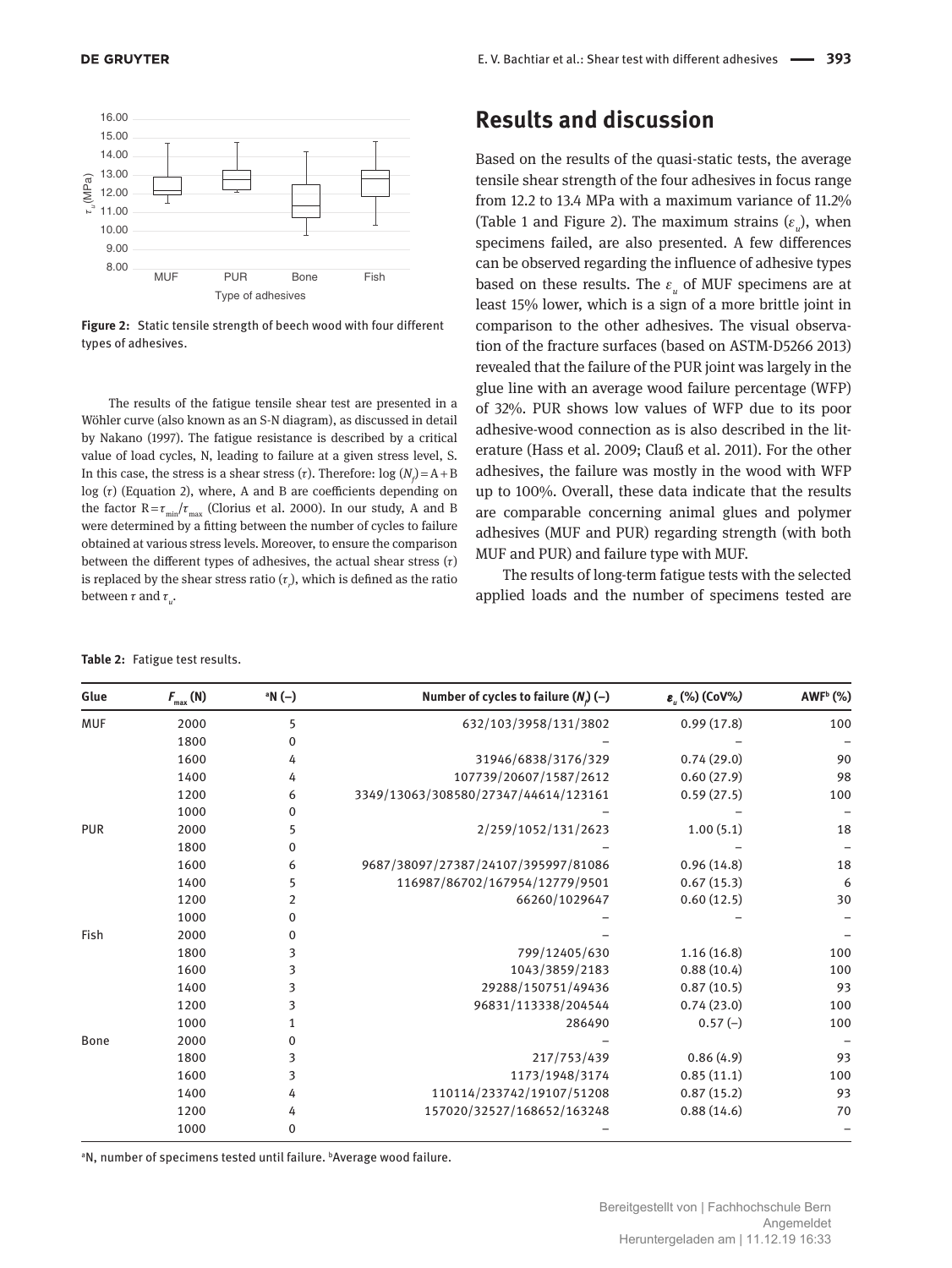Figure 2: Static tensile strength of beech wood with four different types of adhesives.

The results of the fatigue tensile shear test are presented in a Wöhler curve (also known as an S-N diagram), as discussed in detail by Nakano (1997). The fatigue resistance is described by a critical value of load cycles, N, leading to failure at a given stress level, S. In this case, the stress is a shear stress ($\tau$). Therefore: $\log(N_f) = A + B \log(\tau)$ (Equation 2), where, A and B are coefficients depending on the factor $R = \tau_{min}/\tau_{max}$ (Clorius et al. 2000). In our study, A and B were determined by a fitting between the number of cycles to failure obtained at various stress levels. Moreover, to ensure the comparison between the different types of adhesives, the actual shear stress ($\tau$) is replaced by the shear stress ratio ($\tau_r$), which is defined as the ratio between $\tau$ and $\tau_u$.

## Results and discussion

Based on the results of the quasi-static tests, the average tensile shear strength of the four adhesives in focus range from 12.2 to 13.4 MPa with a maximum variance of 11.2% (Table 1 and Figure 2). The maximum strains ($\varepsilon_u$), when specimens failed, are also presented. A few differences can be observed regarding the influence of adhesive types based on these results. The $\varepsilon_u$ of MUF specimens are at least 15% lower, which is a sign of a more brittle joint in comparison to the other adhesives. The visual observation of the fracture surfaces (based on ASTM-D5266 2013) revealed that the failure of the PUR joint was largely in the glue line with an average wood failure percentage (WFP) of 32%. PUR shows low values of WFP due to its poor adhesive-wood connection as is also described in the literature (Hass et al. 2009; Clauß et al. 2011). For the other adhesives, the failure was mostly in the wood with WFP up to 100%. Overall, these data indicate that the results are comparable concerning animal glues and polymer adhesives (MUF and PUR) regarding strength (with both MUF and PUR) and failure type with MUF.

The results of long-term fatigue tests with the selected applied loads and the number of specimens tested are

**Table 2:** Fatigue test results.

| Glue | $F_{max}$ (N) | [a]N (–) | Number of cycles to failure ($N_f$) (–) | $\varepsilon_u$ (%) (CoV%) | AWF[b] (%) |
|---|---|---|---|---|---|
| MUF | 2000 | 5 | 632/103/3958/131/3802 | 0.99 (17.8) | 100 |
| | 1800 | 0 | – | – | – |
| | 1600 | 4 | 31946/6838/3176/329 | 0.74 (29.0) | 90 |
| | 1400 | 4 | 107739/20607/1587/2612 | 0.60 (27.9) | 98 |
| | 1200 | 6 | 3349/13063/308580/27347/44614/123161 | 0.59 (27.5) | 100 |
| | 1000 | 0 | – | – | – |
| PUR | 2000 | 5 | 2/259/1052/131/2623 | 1.00 (5.1) | 18 |
| | 1800 | 0 | – | – | – |
| | 1600 | 6 | 9687/38097/27387/24107/395997/81086 | 0.96 (14.8) | 18 |
| | 1400 | 5 | 116987/86702/167954/12779/9501 | 0.67 (15.3) | 6 |
| | 1200 | 2 | 66260/1029647 | 0.60 (12.5) | 30 |
| | 1000 | 0 | – | – | – |
| Fish | 2000 | 0 | – | – | – |
| | 1800 | 3 | 799/12405/630 | 1.16 (16.8) | 100 |
| | 1600 | 3 | 1043/3859/2183 | 0.88 (10.4) | 100 |
| | 1400 | 3 | 29288/150751/49436 | 0.87 (10.5) | 93 |
| | 1200 | 3 | 96831/113338/204544 | 0.74 (23.0) | 100 |
| | 1000 | 1 | 286490 | 0.57 (–) | 100 |
| Bone | 2000 | 0 | – | – | – |
| | 1800 | 3 | 217/753/439 | 0.86 (4.9) | 93 |
| | 1600 | 3 | 1173/1948/3174 | 0.85 (11.1) | 100 |
| | 1400 | 4 | 110114/233742/19107/51208 | 0.87 (15.2) | 93 |
| | 1200 | 4 | 157020/32527/168652/163248 | 0.88 (14.6) | 70 |
| | 1000 | 0 | – | – | – |

[a]N, number of specimens tested until failure. [b]Average wood failure.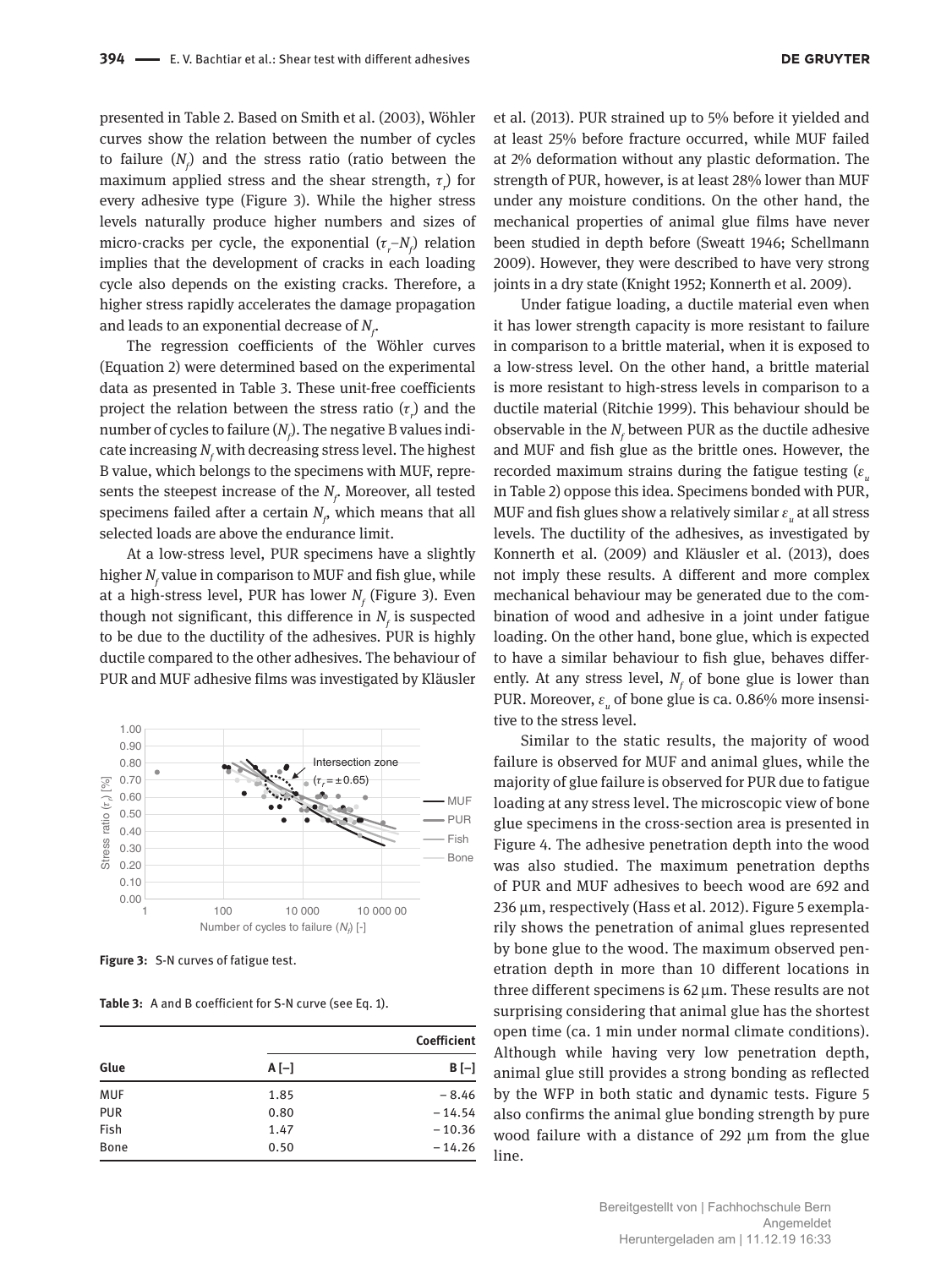presented in Table 2. Based on Smith et al. (2003), Wöhler curves show the relation between the number of cycles to failure ($N_f$) and the stress ratio (ratio between the maximum applied stress and the shear strength, $\tau_r$) for every adhesive type (Figure 3). While the higher stress levels naturally produce higher numbers and sizes of micro-cracks per cycle, the exponential ($\tau_r$–$N_f$) relation implies that the development of cracks in each loading cycle also depends on the existing cracks. Therefore, a higher stress rapidly accelerates the damage propagation and leads to an exponential decrease of $N_f$.

The regression coefficients of the Wöhler curves (Equation 2) were determined based on the experimental data as presented in Table 3. These unit-free coefficients project the relation between the stress ratio ($\tau_r$) and the number of cycles to failure ($N_f$). The negative B values indicate increasing $N_f$ with decreasing stress level. The highest B value, which belongs to the specimens with MUF, represents the steepest increase of the $N_f$. Moreover, all tested specimens failed after a certain $N_f$, which means that all selected loads are above the endurance limit.

At a low-stress level, PUR specimens have a slightly higher $N_f$ value in comparison to MUF and fish glue, while at a high-stress level, PUR has lower $N_f$ (Figure 3). Even though not significant, this difference in $N_f$ is suspected to be due to the ductility of the adhesives. PUR is highly ductile compared to the other adhesives. The behaviour of PUR and MUF adhesive films was investigated by Kläusler et al. (2013). PUR strained up to 5% before it yielded and at least 25% before fracture occurred, while MUF failed at 2% deformation without any plastic deformation. The strength of PUR, however, is at least 28% lower than MUF under any moisture conditions. On the other hand, the mechanical properties of animal glue films have never been studied in depth before (Sweatt 1946; Schellmann 2009). However, they were described to have very strong joints in a dry state (Knight 1952; Konnerth et al. 2009).

Under fatigue loading, a ductile material even when it has lower strength capacity is more resistant to failure in comparison to a brittle material, when it is exposed to a low-stress level. On the other hand, a brittle material is more resistant to high-stress levels in comparison to a ductile material (Ritchie 1999). This behaviour should be observable in the $N_f$ between PUR as the ductile adhesive and MUF and fish glue as the brittle ones. However, the recorded maximum strains during the fatigue testing ($\varepsilon_u$ in Table 2) oppose this idea. Specimens bonded with PUR, MUF and fish glues show a relatively similar $\varepsilon_u$ at all stress levels. The ductility of the adhesives, as investigated by Konnerth et al. (2009) and Kläusler et al. (2013), does not imply these results. A different and more complex mechanical behaviour may be generated due to the combination of wood and adhesive in a joint under fatigue loading. On the other hand, bone glue, which is expected to have a similar behaviour to fish glue, behaves differently. At any stress level, $N_f$ of bone glue is lower than PUR. Moreover, $\varepsilon_u$ of bone glue is ca. 0.86% more insensitive to the stress level.

**Figure 3:** S-N curves of fatigue test.

**Table 3:** A and B coefficient for S-N curve (see Eq. 1).

| Glue | Coefficient | |
|---|---|---|
| | A [–] | B [–] |
| MUF | 1.85 | −8.46 |
| PUR | 0.80 | −14.54 |
| Fish | 1.47 | −10.36 |
| Bone | 0.50 | −14.26 |

Similar to the static results, the majority of wood failure is observed for MUF and animal glues, while the majority of glue failure is observed for PUR due to fatigue loading at any stress level. The microscopic view of bone glue specimens in the cross-section area is presented in Figure 4. The adhesive penetration depth into the wood was also studied. The maximum penetration depths of PUR and MUF adhesives to beech wood are 692 and 236 µm, respectively (Hass et al. 2012). Figure 5 exemplarily shows the penetration of animal glues represented by bone glue to the wood. The maximum observed penetration depth in more than 10 different locations in three different specimens is 62 µm. These results are not surprising considering that animal glue has the shortest open time (ca. 1 min under normal climate conditions). Although while having very low penetration depth, animal glue still provides a strong bonding as reflected by the WFP in both static and dynamic tests. Figure 5 also confirms the animal glue bonding strength by pure wood failure with a distance of 292 µm from the glue line.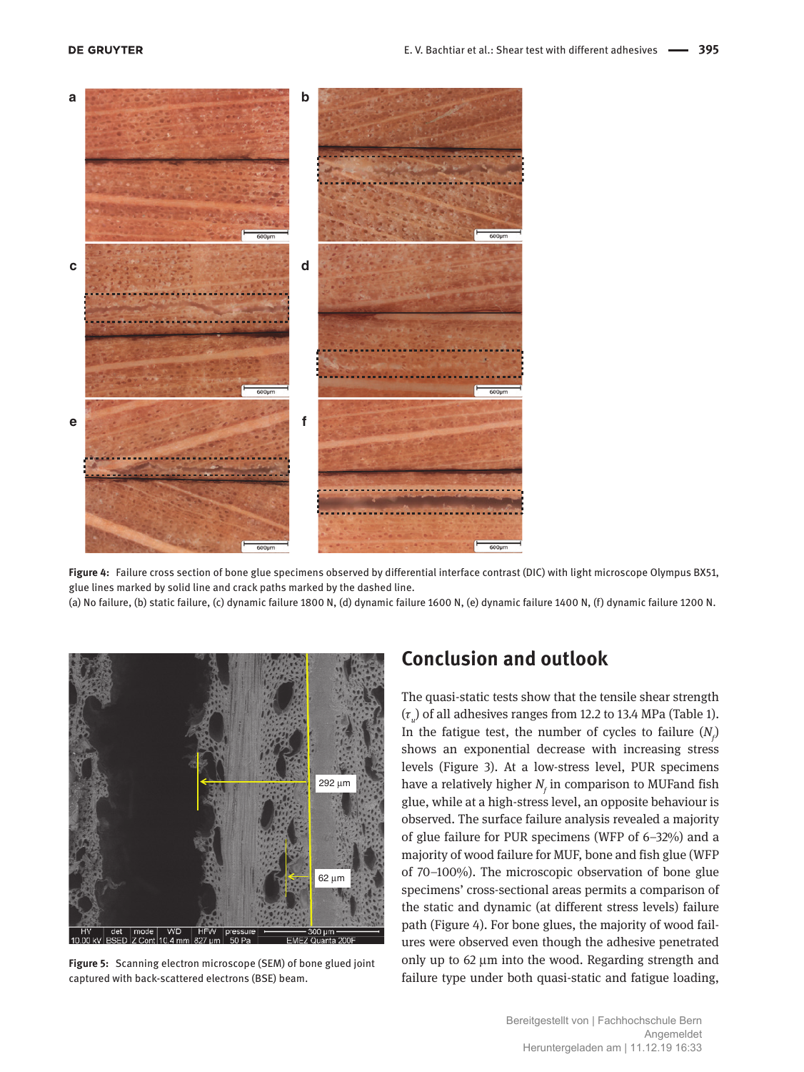**Figure 4:** Failure cross section of bone glue specimens observed by differential interface contrast (DIC) with light microscope Olympus BX51, glue lines marked by solid line and crack paths marked by the dashed line.
(a) No failure, (b) static failure, (c) dynamic failure 1800 N, (d) dynamic failure 1600 N, (e) dynamic failure 1400 N, (f) dynamic failure 1200 N.

**Figure 5:** Scanning electron microscope (SEM) of bone glued joint captured with back-scattered electrons (BSE) beam.

## Conclusion and outlook

The quasi-static tests show that the tensile shear strength ($\tau_u$) of all adhesives ranges from 12.2 to 13.4 MPa (Table 1). In the fatigue test, the number of cycles to failure ($N_f$) shows an exponential decrease with increasing stress levels (Figure 3). At a low-stress level, PUR specimens have a relatively higher $N_f$ in comparison to MUFand fish glue, while at a high-stress level, an opposite behaviour is observed. The surface failure analysis revealed a majority of glue failure for PUR specimens (WFP of 6–32%) and a majority of wood failure for MUF, bone and fish glue (WFP of 70–100%). The microscopic observation of bone glue specimens' cross-sectional areas permits a comparison of the static and dynamic (at different stress levels) failure path (Figure 4). For bone glues, the majority of wood failures were observed even though the adhesive penetrated only up to 62 µm into the wood. Regarding strength and failure type under both quasi-static and fatigue loading,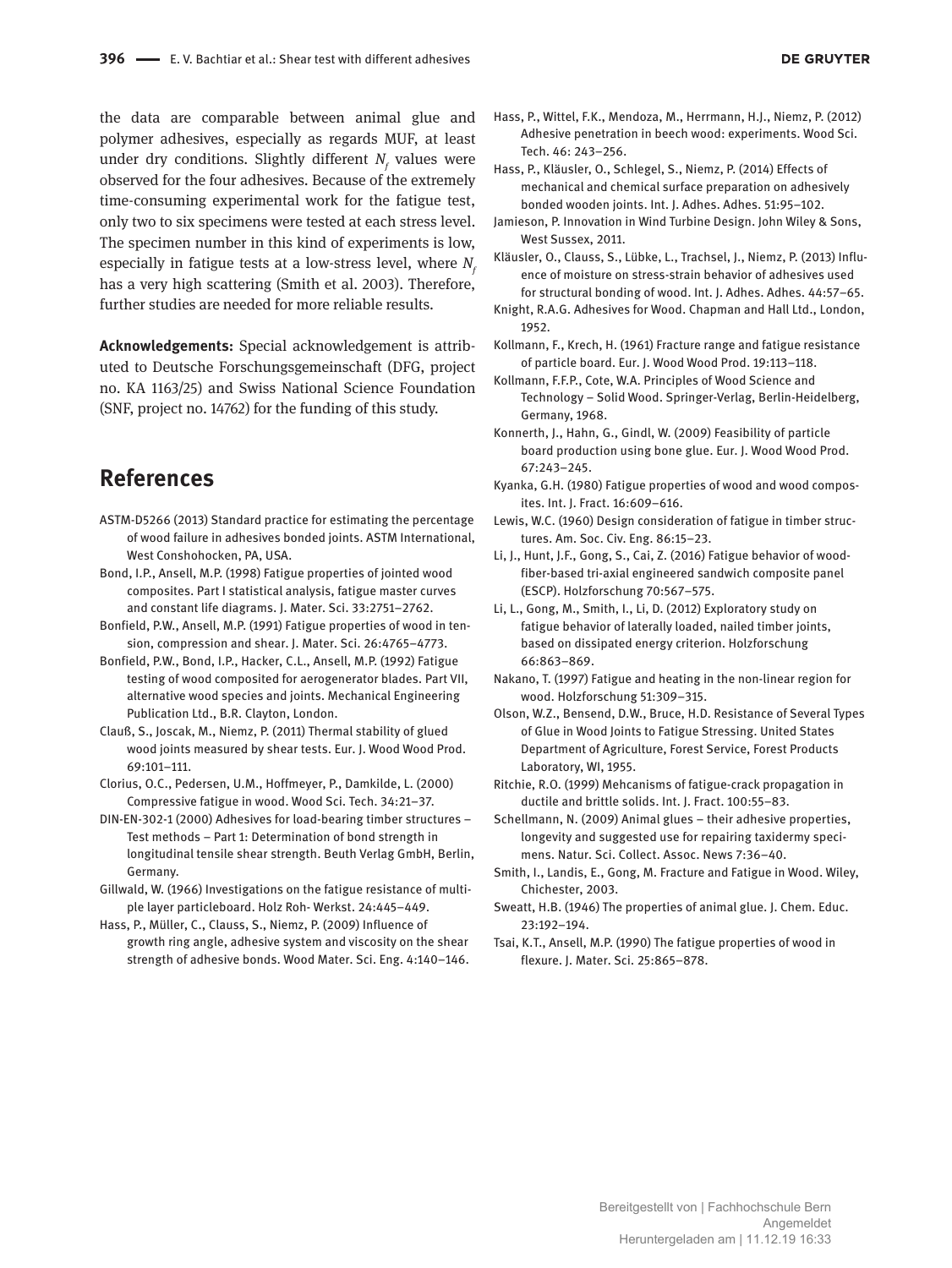the data are comparable between animal glue and polymer adhesives, especially as regards MUF, at least under dry conditions. Slightly different $N_f$ values were observed for the four adhesives. Because of the extremely time-consuming experimental work for the fatigue test, only two to six specimens were tested at each stress level. The specimen number in this kind of experiments is low, especially in fatigue tests at a low-stress level, where $N_f$ has a very high scattering (Smith et al. 2003). Therefore, further studies are needed for more reliable results.

**Acknowledgements:** Special acknowledgement is attributed to Deutsche Forschungsgemeinschaft (DFG, project no. KA 1163/25) and Swiss National Science Foundation (SNF, project no. 14762) for the funding of this study.

## References

ASTM-D5266 (2013) Standard practice for estimating the percentage of wood failure in adhesives bonded joints. ASTM International, West Conshohocken, PA, USA.

Bond, I.P., Ansell, M.P. (1998) Fatigue properties of jointed wood composites. Part I statistical analysis, fatigue master curves and constant life diagrams. J. Mater. Sci. 33:2751–2762.

Bonfield, P.W., Ansell, M.P. (1991) Fatigue properties of wood in tension, compression and shear. J. Mater. Sci. 26:4765–4773.

Bonfield, P.W., Bond, I.P., Hacker, C.L., Ansell, M.P. (1992) Fatigue testing of wood composited for aerogenerator blades. Part VII, alternative wood species and joints. Mechanical Engineering Publication Ltd., B.R. Clayton, London.

Clauß, S., Joscak, M., Niemz, P. (2011) Thermal stability of glued wood joints measured by shear tests. Eur. J. Wood Wood Prod. 69:101–111.

Clorius, O.C., Pedersen, U.M., Hoffmeyer, P., Damkilde, L. (2000) Compressive fatigue in wood. Wood Sci. Tech. 34:21–37.

DIN-EN-302-1 (2000) Adhesives for load-bearing timber structures – Test methods – Part 1: Determination of bond strength in longitudinal tensile shear strength. Beuth Verlag GmbH, Berlin, Germany.

Gillwald, W. (1966) Investigations on the fatigue resistance of multiple layer particleboard. Holz Roh- Werkst. 24:445–449.

Hass, P., Müller, C., Clauss, S., Niemz, P. (2009) Influence of growth ring angle, adhesive system and viscosity on the shear strength of adhesive bonds. Wood Mater. Sci. Eng. 4:140–146.

Hass, P., Wittel, F.K., Mendoza, M., Herrmann, H.J., Niemz, P. (2012) Adhesive penetration in beech wood: experiments. Wood Sci. Tech. 46: 243–256.

Hass, P., Kläusler, O., Schlegel, S., Niemz, P. (2014) Effects of mechanical and chemical surface preparation on adhesively bonded wooden joints. Int. J. Adhes. Adhes. 51:95–102.

Jamieson, P. Innovation in Wind Turbine Design. John Wiley & Sons, West Sussex, 2011.

Kläusler, O., Clauss, S., Lübke, L., Trachsel, J., Niemz, P. (2013) Influence of moisture on stress-strain behavior of adhesives used for structural bonding of wood. Int. J. Adhes. Adhes. 44:57–65.

Knight, R.A.G. Adhesives for Wood. Chapman and Hall Ltd., London, 1952.

Kollmann, F., Krech, H. (1961) Fracture range and fatigue resistance of particle board. Eur. J. Wood Wood Prod. 19:113–118.

Kollmann, F.F.P., Cote, W.A. Principles of Wood Science and Technology – Solid Wood. Springer-Verlag, Berlin-Heidelberg, Germany, 1968.

Konnerth, J., Hahn, G., Gindl, W. (2009) Feasibility of particle board production using bone glue. Eur. J. Wood Wood Prod. 67:243–245.

Kyanka, G.H. (1980) Fatigue properties of wood and wood composites. Int. J. Fract. 16:609–616.

Lewis, W.C. (1960) Design consideration of fatigue in timber structures. Am. Soc. Civ. Eng. 86:15–23.

Li, J., Hunt, J.F., Gong, S., Cai, Z. (2016) Fatigue behavior of wood-fiber-based tri-axial engineered sandwich composite panel (ESCP). Holzforschung 70:567–575.

Li, L., Gong, M., Smith, I., Li, D. (2012) Exploratory study on fatigue behavior of laterally loaded, nailed timber joints, based on dissipated energy criterion. Holzforschung 66:863–869.

Nakano, T. (1997) Fatigue and heating in the non-linear region for wood. Holzforschung 51:309–315.

Olson, W.Z., Bensend, D.W., Bruce, H.D. Resistance of Several Types of Glue in Wood Joints to Fatigue Stressing. United States Department of Agriculture, Forest Service, Forest Products Laboratory, WI, 1955.

Ritchie, R.O. (1999) Mehcanisms of fatigue-crack propagation in ductile and brittle solids. Int. J. Fract. 100:55–83.

Schellmann, N. (2009) Animal glues – their adhesive properties, longevity and suggested use for repairing taxidermy specimens. Natur. Sci. Collect. Assoc. News 7:36–40.

Smith, I., Landis, E., Gong, M. Fracture and Fatigue in Wood. Wiley, Chichester, 2003.

Sweatt, H.B. (1946) The properties of animal glue. J. Chem. Educ. 23:192–194.

Tsai, K.T., Ansell, M.P. (1990) The fatigue properties of wood in flexure. J. Mater. Sci. 25:865–878.